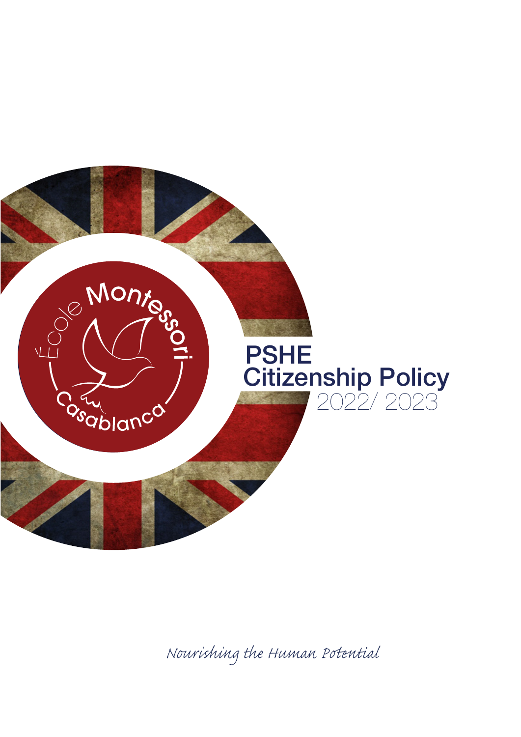École Montessori Casablanca

# PSHE Citizenship Policy

2022/ 2023

*Nourishing the Human Potential*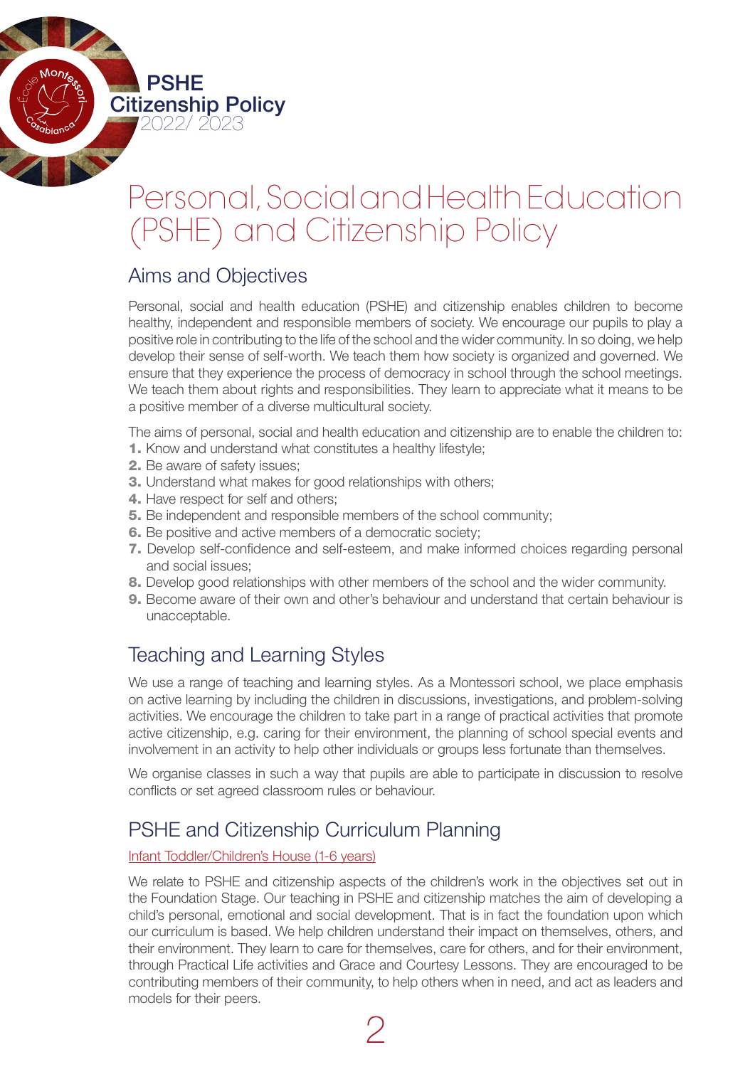# Personal, Social and Health Education (PSHE) and Citizenship Policy

## Aims and Objectives

Personal, social and health education (PSHE) and citizenship enables children to become healthy, independent and responsible members of society. We encourage our pupils to play a positive role in contributing to the life of the school and the wider community. In so doing, we help develop their sense of self-worth. We teach them how society is organized and governed. We ensure that they experience the process of democracy in school through the school meetings. We teach them about rights and responsibilities. They learn to appreciate what it means to be a positive member of a diverse multicultural society.

The aims of personal, social and health education and citizenship are to enable the children to:

1. Know and understand what constitutes a healthy lifestyle;
2. Be aware of safety issues;
3. Understand what makes for good relationships with others;
4. Have respect for self and others;
5. Be independent and responsible members of the school community;
6. Be positive and active members of a democratic society;
7. Develop self-confidence and self-esteem, and make informed choices regarding personal and social issues;
8. Develop good relationships with other members of the school and the wider community.
9. Become aware of their own and other's behaviour and understand that certain behaviour is unacceptable.

## Teaching and Learning Styles

We use a range of teaching and learning styles. As a Montessori school, we place emphasis on active learning by including the children in discussions, investigations, and problem-solving activities. We encourage the children to take part in a range of practical activities that promote active citizenship, e.g. caring for their environment, the planning of school special events and involvement in an activity to help other individuals or groups less fortunate than themselves.

We organise classes in such a way that pupils are able to participate in discussion to resolve conflicts or set agreed classroom rules or behaviour.

## PSHE and Citizenship Curriculum Planning

Infant Toddler/Children's House (1-6 years)

We relate to PSHE and citizenship aspects of the children's work in the objectives set out in the Foundation Stage. Our teaching in PSHE and citizenship matches the aim of developing a child's personal, emotional and social development. That is in fact the foundation upon which our curriculum is based. We help children understand their impact on themselves, others, and their environment. They learn to care for themselves, care for others, and for their environment, through Practical Life activities and Grace and Courtesy Lessons. They are encouraged to be contributing members of their community, to help others when in need, and act as leaders and models for their peers.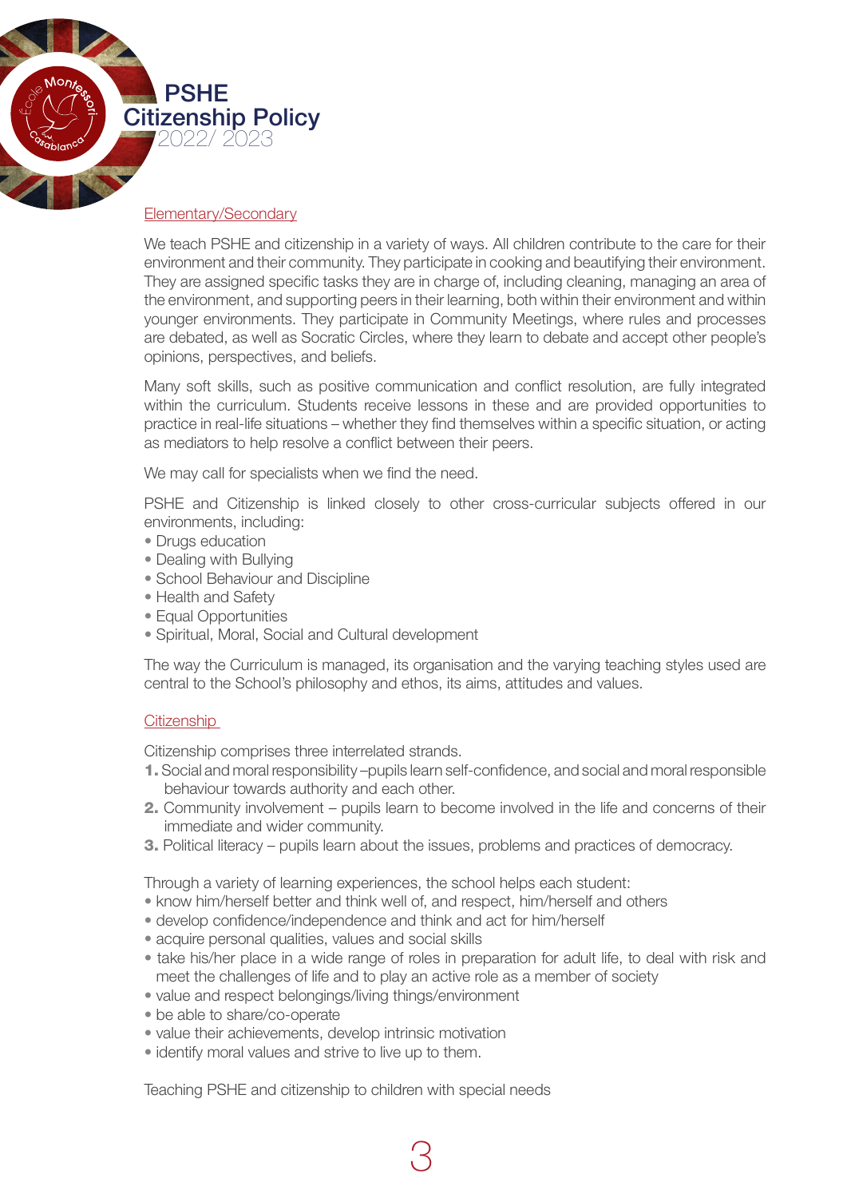# PSHE
# Citizenship Policy
2022/ 2023

## Elementary/Secondary

We teach PSHE and citizenship in a variety of ways. All children contribute to the care for their environment and their community. They participate in cooking and beautifying their environment. They are assigned specific tasks they are in charge of, including cleaning, managing an area of the environment, and supporting peers in their learning, both within their environment and within younger environments. They participate in Community Meetings, where rules and processes are debated, as well as Socratic Circles, where they learn to debate and accept other people's opinions, perspectives, and beliefs.

Many soft skills, such as positive communication and conflict resolution, are fully integrated within the curriculum. Students receive lessons in these and are provided opportunities to practice in real-life situations – whether they find themselves within a specific situation, or acting as mediators to help resolve a conflict between their peers.

We may call for specialists when we find the need.

PSHE and Citizenship is linked closely to other cross-curricular subjects offered in our environments, including:

- Drugs education
- Dealing with Bullying
- School Behaviour and Discipline
- Health and Safety
- Equal Opportunities
- Spiritual, Moral, Social and Cultural development

The way the Curriculum is managed, its organisation and the varying teaching styles used are central to the School's philosophy and ethos, its aims, attitudes and values.

## Citizenship

Citizenship comprises three interrelated strands.

1. Social and moral responsibility –pupils learn self-confidence, and social and moral responsible behaviour towards authority and each other.
2. Community involvement – pupils learn to become involved in the life and concerns of their immediate and wider community.
3. Political literacy – pupils learn about the issues, problems and practices of democracy.

Through a variety of learning experiences, the school helps each student:

- know him/herself better and think well of, and respect, him/herself and others
- develop confidence/independence and think and act for him/herself
- acquire personal qualities, values and social skills
- take his/her place in a wide range of roles in preparation for adult life, to deal with risk and meet the challenges of life and to play an active role as a member of society
- value and respect belongings/living things/environment
- be able to share/co-operate
- value their achievements, develop intrinsic motivation
- identify moral values and strive to live up to them.

Teaching PSHE and citizenship to children with special needs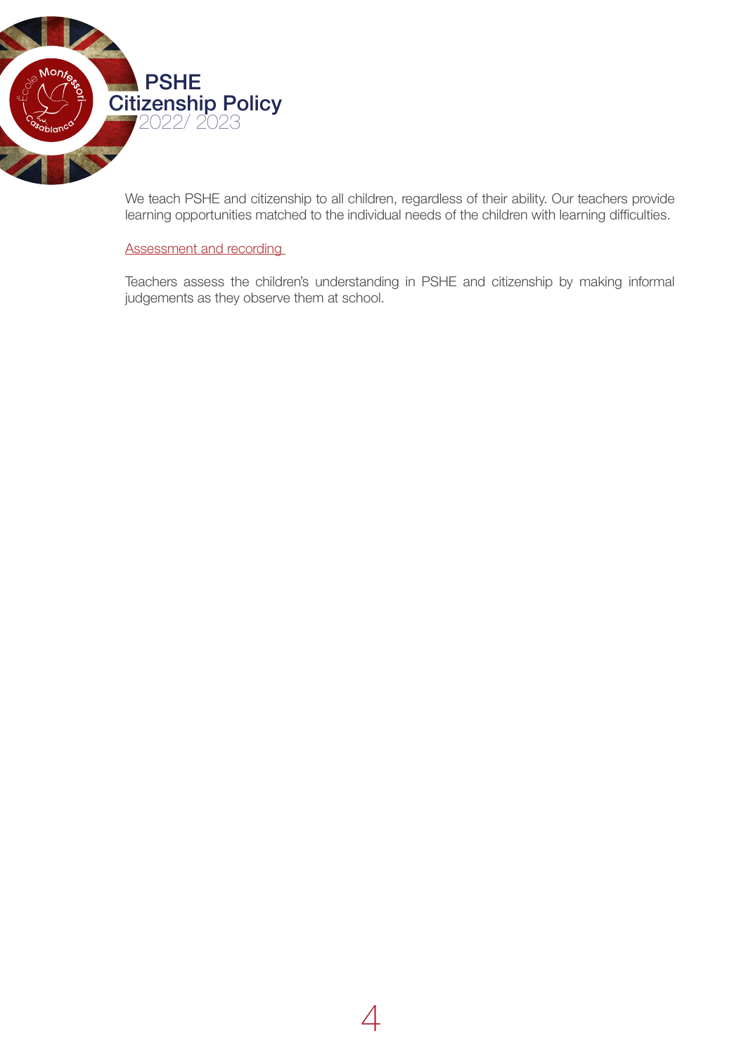We teach PSHE and citizenship to all children, regardless of their ability. Our teachers provide learning opportunities matched to the individual needs of the children with learning difficulties.

## Assessment and recording

Teachers assess the children's understanding in PSHE and citizenship by making informal judgements as they observe them at school.